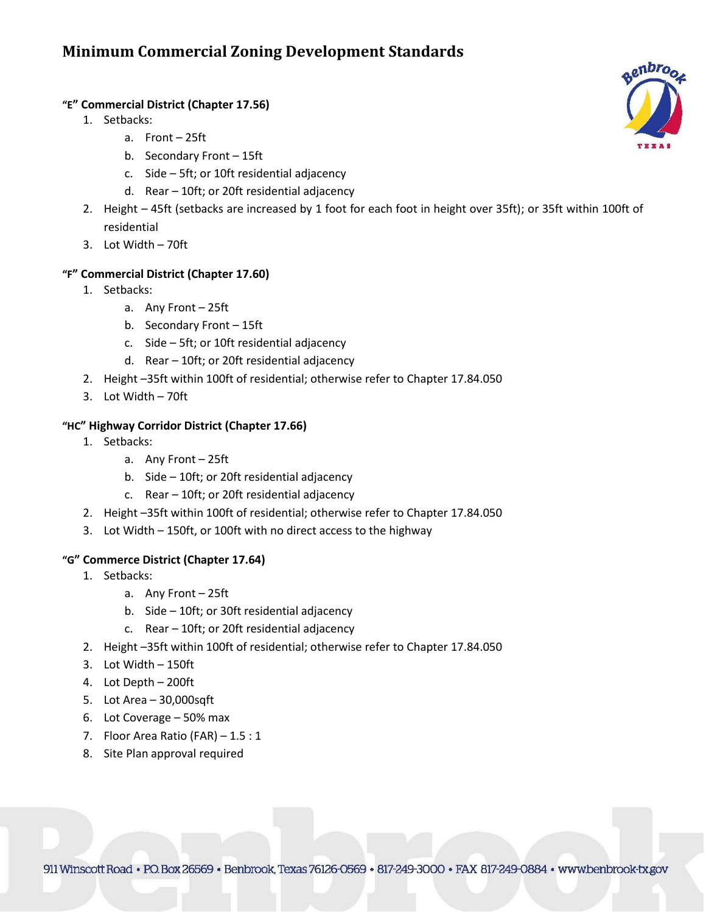# Minimum Commercial Zoning Development Standards

### "E" Commercial District (Chapter 17.56)

1. Setbacks:
   a. Front – 25ft
   b. Secondary Front – 15ft
   c. Side – 5ft; or 10ft residential adjacency
   d. Rear – 10ft; or 20ft residential adjacency
2. Height – 45ft (setbacks are increased by 1 foot for each foot in height over 35ft); or 35ft within 100ft of residential
3. Lot Width – 70ft

### "F" Commercial District (Chapter 17.60)

1. Setbacks:
   a. Any Front – 25ft
   b. Secondary Front – 15ft
   c. Side – 5ft; or 10ft residential adjacency
   d. Rear – 10ft; or 20ft residential adjacency
2. Height –35ft within 100ft of residential; otherwise refer to Chapter 17.84.050
3. Lot Width – 70ft

### "HC" Highway Corridor District (Chapter 17.66)

1. Setbacks:
   a. Any Front – 25ft
   b. Side – 10ft; or 20ft residential adjacency
   c. Rear – 10ft; or 20ft residential adjacency
2. Height –35ft within 100ft of residential; otherwise refer to Chapter 17.84.050
3. Lot Width – 150ft, or 100ft with no direct access to the highway

### "G" Commerce District (Chapter 17.64)

1. Setbacks:
   a. Any Front – 25ft
   b. Side – 10ft; or 30ft residential adjacency
   c. Rear – 10ft; or 20ft residential adjacency
2. Height –35ft within 100ft of residential; otherwise refer to Chapter 17.84.050
3. Lot Width – 150ft
4. Lot Depth – 200ft
5. Lot Area – 30,000sqft
6. Lot Coverage – 50% max
7. Floor Area Ratio (FAR) – 1.5 : 1
8. Site Plan approval required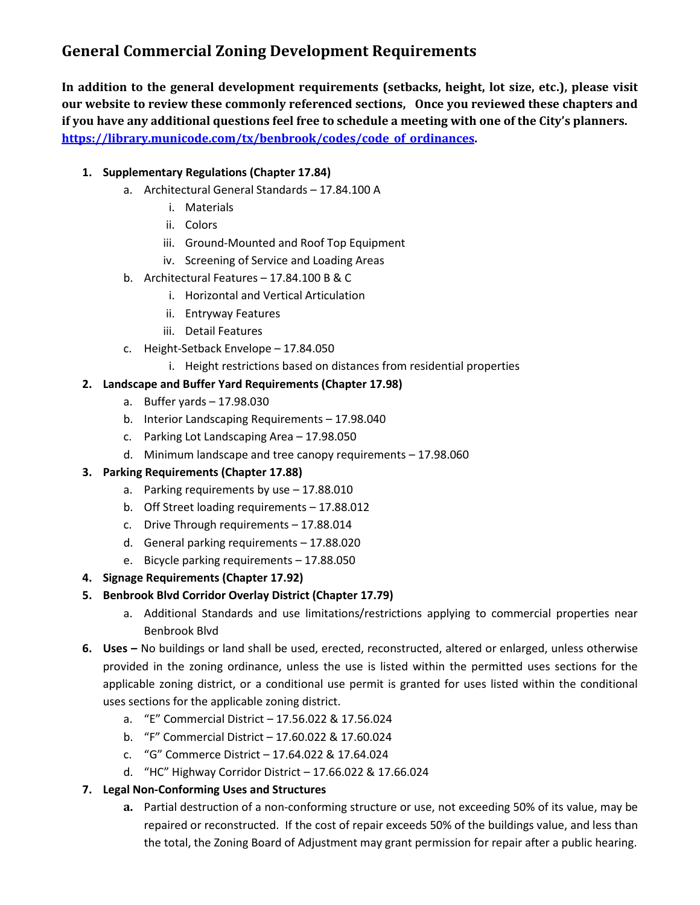## General Commercial Zoning Development Requirements

**In addition to the general development requirements (setbacks, height, lot size, etc.), please visit our website to review these commonly referenced sections, Once you reviewed these chapters and if you have any additional questions feel free to schedule a meeting with one of the City's planners. [https://library.municode.com/tx/benbrook/codes/code_of_ordinances](https://library.municode.com/tx/benbrook/codes/code_of_ordinances).**

1. **Supplementary Regulations (Chapter 17.84)**
   a. Architectural General Standards – 17.84.100 A
      i. Materials
      ii. Colors
      iii. Ground-Mounted and Roof Top Equipment
      iv. Screening of Service and Loading Areas
   b. Architectural Features – 17.84.100 B & C
      i. Horizontal and Vertical Articulation
      ii. Entryway Features
      iii. Detail Features
   c. Height-Setback Envelope – 17.84.050
      i. Height restrictions based on distances from residential properties
2. **Landscape and Buffer Yard Requirements (Chapter 17.98)**
   a. Buffer yards – 17.98.030
   b. Interior Landscaping Requirements – 17.98.040
   c. Parking Lot Landscaping Area – 17.98.050
   d. Minimum landscape and tree canopy requirements – 17.98.060
3. **Parking Requirements (Chapter 17.88)**
   a. Parking requirements by use – 17.88.010
   b. Off Street loading requirements – 17.88.012
   c. Drive Through requirements – 17.88.014
   d. General parking requirements – 17.88.020
   e. Bicycle parking requirements – 17.88.050
4. **Signage Requirements (Chapter 17.92)**
5. **Benbrook Blvd Corridor Overlay District (Chapter 17.79)**
   a. Additional Standards and use limitations/restrictions applying to commercial properties near Benbrook Blvd
6. **Uses –** No buildings or land shall be used, erected, reconstructed, altered or enlarged, unless otherwise provided in the zoning ordinance, unless the use is listed within the permitted uses sections for the applicable zoning district, or a conditional use permit is granted for uses listed within the conditional uses sections for the applicable zoning district.
   a. "E" Commercial District – 17.56.022 & 17.56.024
   b. "F" Commercial District – 17.60.022 & 17.60.024
   c. "G" Commerce District – 17.64.022 & 17.64.024
   d. "HC" Highway Corridor District – 17.66.022 & 17.66.024
7. **Legal Non-Conforming Uses and Structures**
   **a.** Partial destruction of a non-conforming structure or use, not exceeding 50% of its value, may be repaired or reconstructed. If the cost of repair exceeds 50% of the buildings value, and less than the total, the Zoning Board of Adjustment may grant permission for repair after a public hearing.